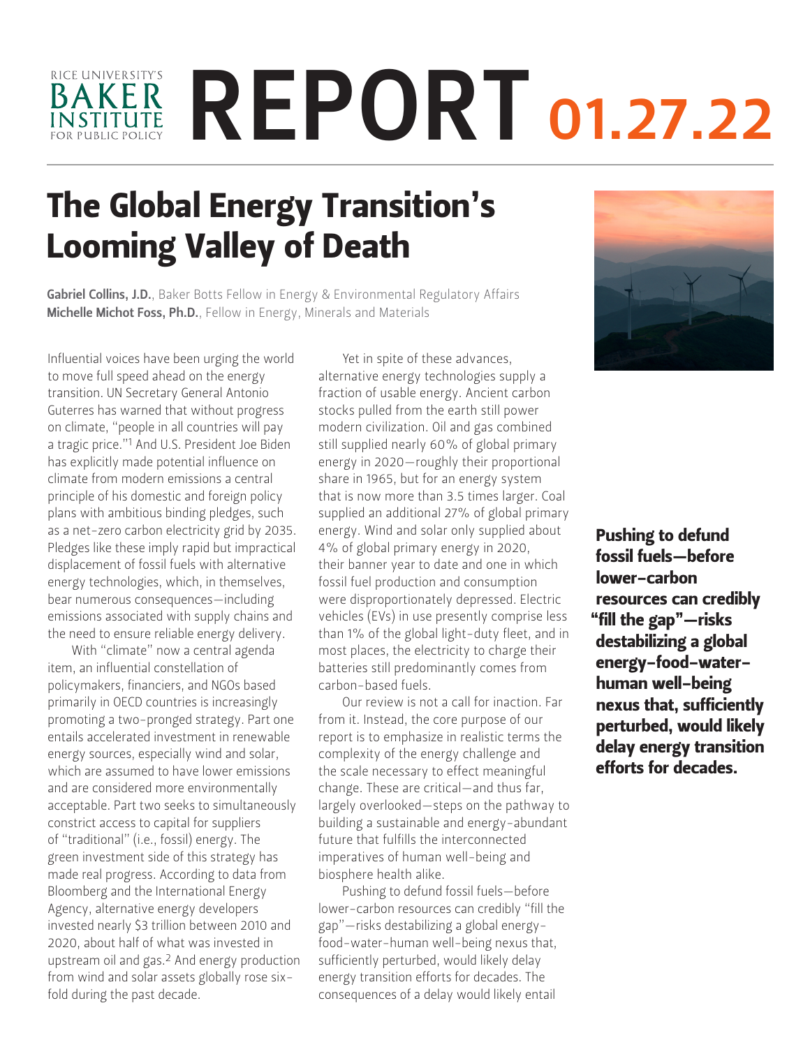RICE UNIVERSITY'S BAKER INSTITUTE FOR PUBLIC POLICY

# REPORT 01.27.22

# The Global Energy Transition's Looming Valley of Death

**Gabriel Collins, J.D.**, Baker Botts Fellow in Energy & Environmental Regulatory Affairs
**Michelle Michot Foss, Ph.D.**, Fellow in Energy, Minerals and Materials

Influential voices have been urging the world to move full speed ahead on the energy transition. UN Secretary General Antonio Guterres has warned that without progress on climate, "people in all countries will pay a tragic price."[1] And U.S. President Joe Biden has explicitly made potential influence on climate from modern emissions a central principle of his domestic and foreign policy plans with ambitious binding pledges, such as a net-zero carbon electricity grid by 2035. Pledges like these imply rapid but impractical displacement of fossil fuels with alternative energy technologies, which, in themselves, bear numerous consequences—including emissions associated with supply chains and the need to ensure reliable energy delivery.

With "climate" now a central agenda item, an influential constellation of policymakers, financiers, and NGOs based primarily in OECD countries is increasingly promoting a two-pronged strategy. Part one entails accelerated investment in renewable energy sources, especially wind and solar, which are assumed to have lower emissions and are considered more environmentally acceptable. Part two seeks to simultaneously constrict access to capital for suppliers of "traditional" (i.e., fossil) energy. The green investment side of this strategy has made real progress. According to data from Bloomberg and the International Energy Agency, alternative energy developers invested nearly $3 trillion between 2010 and 2020, about half of what was invested in upstream oil and gas.[2] And energy production from wind and solar assets globally rose six-fold during the past decade.

Yet in spite of these advances, alternative energy technologies supply a fraction of usable energy. Ancient carbon stocks pulled from the earth still power modern civilization. Oil and gas combined still supplied nearly 60% of global primary energy in 2020—roughly their proportional share in 1965, but for an energy system that is now more than 3.5 times larger. Coal supplied an additional 27% of global primary energy. Wind and solar only supplied about 4% of global primary energy in 2020, their banner year to date and one in which fossil fuel production and consumption were disproportionately depressed. Electric vehicles (EVs) in use presently comprise less than 1% of the global light-duty fleet, and in most places, the electricity to charge their batteries still predominantly comes from carbon-based fuels.

Our review is not a call for inaction. Far from it. Instead, the core purpose of our report is to emphasize in realistic terms the complexity of the energy challenge and the scale necessary to effect meaningful change. These are critical—and thus far, largely overlooked—steps on the pathway to building a sustainable and energy-abundant future that fulfills the interconnected imperatives of human well-being and biosphere health alike.

Pushing to defund fossil fuels—before lower-carbon resources can credibly "fill the gap"—risks destabilizing a global energy-food-water-human well-being nexus that, sufficiently perturbed, would likely delay energy transition efforts for decades. The consequences of a delay would likely entail

**Pushing to defund fossil fuels—before lower-carbon resources can credibly "fill the gap"—risks destabilizing a global energy-food-water-human well-being nexus that, sufficiently perturbed, would likely delay energy transition efforts for decades.**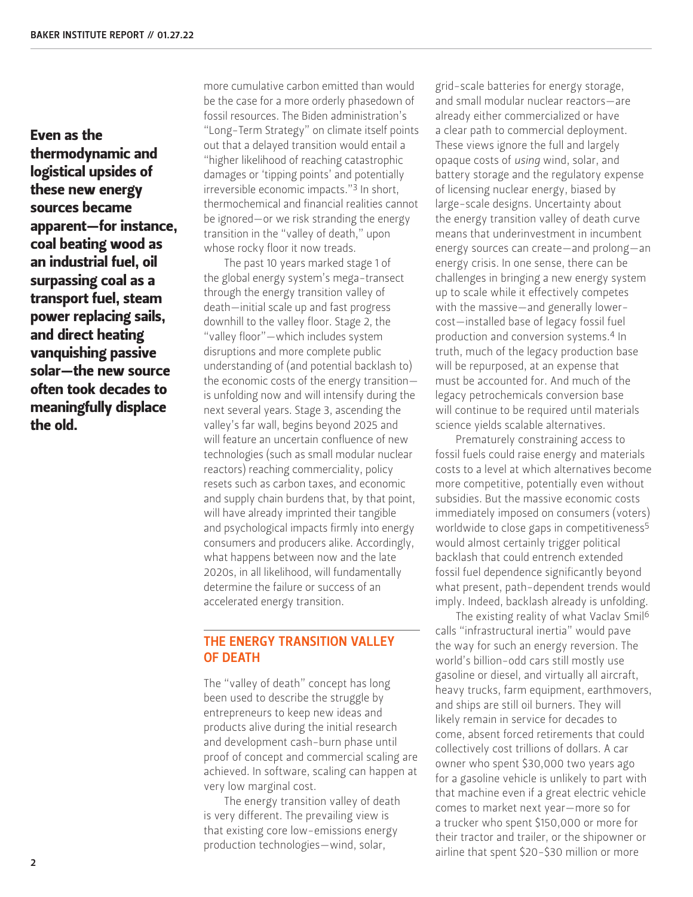**Even as the thermodynamic and logistical upsides of these new energy sources became apparent—for instance, coal beating wood as an industrial fuel, oil surpassing coal as a transport fuel, steam power replacing sails, and direct heating vanquishing passive solar—the new source often took decades to meaningfully displace the old.**

more cumulative carbon emitted than would be the case for a more orderly phasedown of fossil resources. The Biden administration's "Long-Term Strategy" on climate itself points out that a delayed transition would entail a "higher likelihood of reaching catastrophic damages or 'tipping points' and potentially irreversible economic impacts."[3] In short, thermochemical and financial realities cannot be ignored—or we risk stranding the energy transition in the "valley of death," upon whose rocky floor it now treads.

The past 10 years marked stage 1 of the global energy system's mega-transect through the energy transition valley of death—initial scale up and fast progress downhill to the valley floor. Stage 2, the "valley floor"—which includes system disruptions and more complete public understanding of (and potential backlash to) the economic costs of the energy transition—is unfolding now and will intensify during the next several years. Stage 3, ascending the valley's far wall, begins beyond 2025 and will feature an uncertain confluence of new technologies (such as small modular nuclear reactors) reaching commerciality, policy resets such as carbon taxes, and economic and supply chain burdens that, by that point, will have already imprinted their tangible and psychological impacts firmly into energy consumers and producers alike. Accordingly, what happens between now and the late 2020s, in all likelihood, will fundamentally determine the failure or success of an accelerated energy transition.

## THE ENERGY TRANSITION VALLEY OF DEATH

The "valley of death" concept has long been used to describe the struggle by entrepreneurs to keep new ideas and products alive during the initial research and development cash-burn phase until proof of concept and commercial scaling are achieved. In software, scaling can happen at very low marginal cost.

The energy transition valley of death is very different. The prevailing view is that existing core low-emissions energy production technologies—wind, solar, grid-scale batteries for energy storage, and small modular nuclear reactors—are already either commercialized or have a clear path to commercial deployment. These views ignore the full and largely opaque costs of *using* wind, solar, and battery storage and the regulatory expense of licensing nuclear energy, biased by large-scale designs. Uncertainty about the energy transition valley of death curve means that underinvestment in incumbent energy sources can create—and prolong—an energy crisis. In one sense, there can be challenges in bringing a new energy system up to scale while it effectively competes with the massive—and generally lower-cost—installed base of legacy fossil fuel production and conversion systems.[4] In truth, much of the legacy production base will be repurposed, at an expense that must be accounted for. And much of the legacy petrochemicals conversion base will continue to be required until materials science yields scalable alternatives.

Prematurely constraining access to fossil fuels could raise energy and materials costs to a level at which alternatives become more competitive, potentially even without subsidies. But the massive economic costs immediately imposed on consumers (voters) worldwide to close gaps in competitiveness[5] would almost certainly trigger political backlash that could entrench extended fossil fuel dependence significantly beyond what present, path-dependent trends would imply. Indeed, backlash already is unfolding.

The existing reality of what Vaclav Smil[6] calls "infrastructural inertia" would pave the way for such an energy reversion. The world's billion-odd cars still mostly use gasoline or diesel, and virtually all aircraft, heavy trucks, farm equipment, earthmovers, and ships are still oil burners. They will likely remain in service for decades to come, absent forced retirements that could collectively cost trillions of dollars. A car owner who spent $30,000 two years ago for a gasoline vehicle is unlikely to part with that machine even if a great electric vehicle comes to market next year—more so for a trucker who spent $150,000 or more for their tractor and trailer, or the shipowner or airline that spent $20-$30 million or more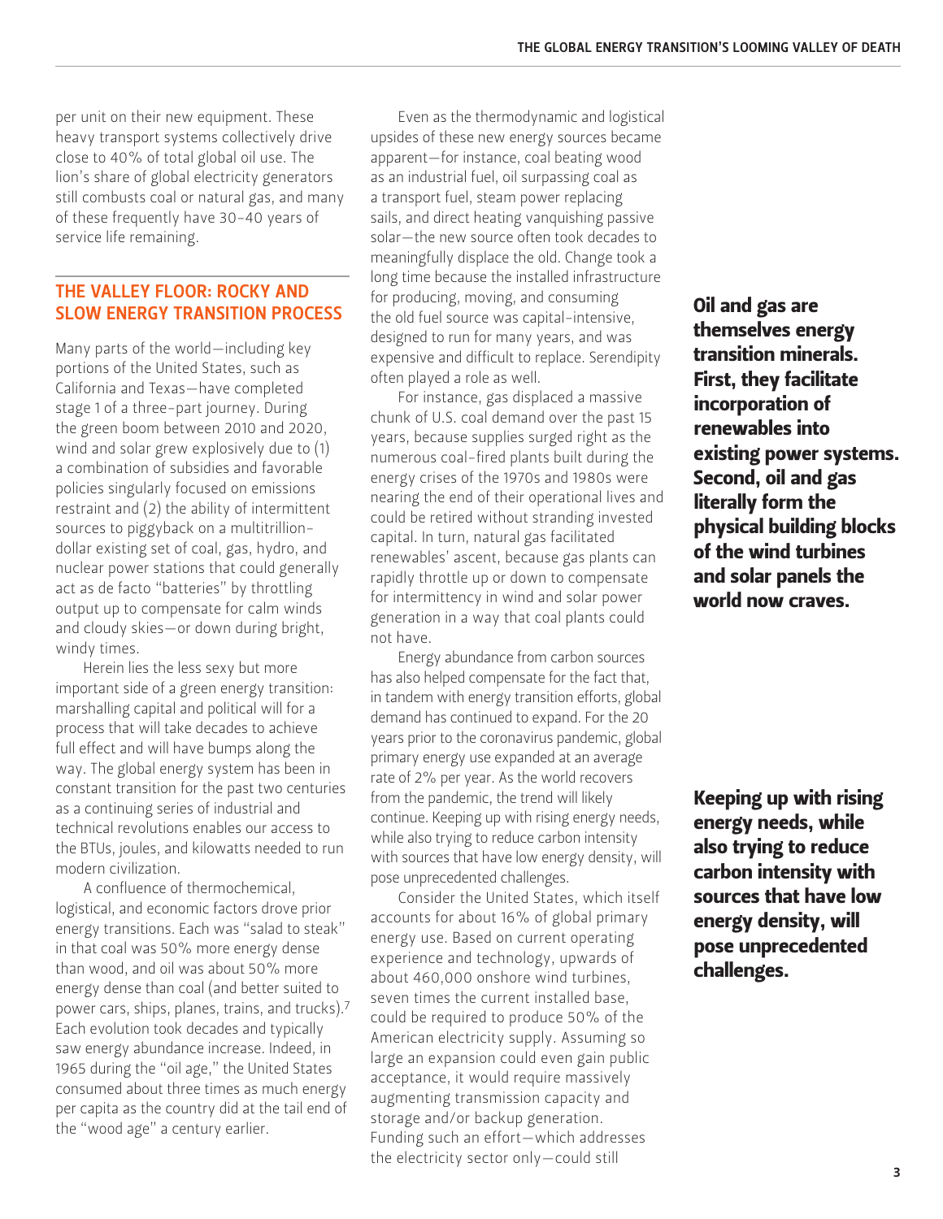per unit on their new equipment. These heavy transport systems collectively drive close to 40% of total global oil use. The lion's share of global electricity generators still combusts coal or natural gas, and many of these frequently have 30–40 years of service life remaining.

## THE VALLEY FLOOR: ROCKY AND SLOW ENERGY TRANSITION PROCESS

Many parts of the world—including key portions of the United States, such as California and Texas—have completed stage 1 of a three-part journey. During the green boom between 2010 and 2020, wind and solar grew explosively due to (1) a combination of subsidies and favorable policies singularly focused on emissions restraint and (2) the ability of intermittent sources to piggyback on a multitrillion-dollar existing set of coal, gas, hydro, and nuclear power stations that could generally act as de facto "batteries" by throttling output up to compensate for calm winds and cloudy skies—or down during bright, windy times.

Herein lies the less sexy but more important side of a green energy transition: marshalling capital and political will for a process that will take decades to achieve full effect and will have bumps along the way. The global energy system has been in constant transition for the past two centuries as a continuing series of industrial and technical revolutions enables our access to the BTUs, joules, and kilowatts needed to run modern civilization.

A confluence of thermochemical, logistical, and economic factors drove prior energy transitions. Each was "salad to steak" in that coal was 50% more energy dense than wood, and oil was about 50% more energy dense than coal (and better suited to power cars, ships, planes, trains, and trucks).[7] Each evolution took decades and typically saw energy abundance increase. Indeed, in 1965 during the "oil age," the United States consumed about three times as much energy per capita as the country did at the tail end of the "wood age" a century earlier.

Even as the thermodynamic and logistical upsides of these new energy sources became apparent—for instance, coal beating wood as an industrial fuel, oil surpassing coal as a transport fuel, steam power replacing sails, and direct heating vanquishing passive solar—the new source often took decades to meaningfully displace the old. Change took a long time because the installed infrastructure for producing, moving, and consuming the old fuel source was capital-intensive, designed to run for many years, and was expensive and difficult to replace. Serendipity often played a role as well.

For instance, gas displaced a massive chunk of U.S. coal demand over the past 15 years, because supplies surged right as the numerous coal-fired plants built during the energy crises of the 1970s and 1980s were nearing the end of their operational lives and could be retired without stranding invested capital. In turn, natural gas facilitated renewables' ascent, because gas plants can rapidly throttle up or down to compensate for intermittency in wind and solar power generation in a way that coal plants could not have.

**Oil and gas are themselves energy transition minerals. First, they facilitate incorporation of renewables into existing power systems. Second, oil and gas literally form the physical building blocks of the wind turbines and solar panels the world now craves.**

Energy abundance from carbon sources has also helped compensate for the fact that, in tandem with energy transition efforts, global demand has continued to expand. For the 20 years prior to the coronavirus pandemic, global primary energy use expanded at an average rate of 2% per year. As the world recovers from the pandemic, the trend will likely continue. Keeping up with rising energy needs, while also trying to reduce carbon intensity with sources that have low energy density, will pose unprecedented challenges.

**Keeping up with rising energy needs, while also trying to reduce carbon intensity with sources that have low energy density, will pose unprecedented challenges.**

Consider the United States, which itself accounts for about 16% of global primary energy use. Based on current operating experience and technology, upwards of about 460,000 onshore wind turbines, seven times the current installed base, could be required to produce 50% of the American electricity supply. Assuming so large an expansion could even gain public acceptance, it would require massively augmenting transmission capacity and storage and/or backup generation. Funding such an effort—which addresses the electricity sector only—could still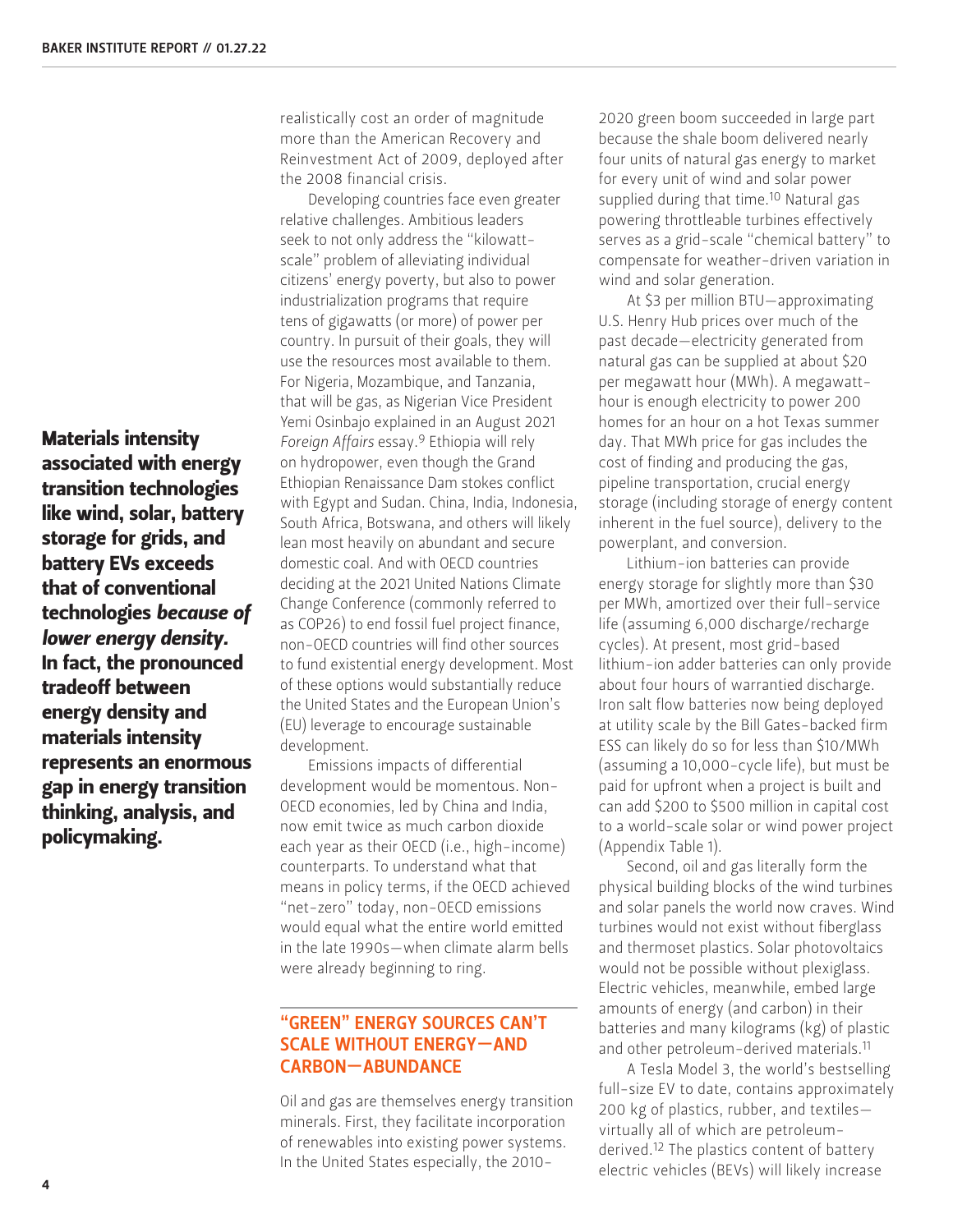realistically cost an order of magnitude more than the American Recovery and Reinvestment Act of 2009, deployed after the 2008 financial crisis.

Developing countries face even greater relative challenges. Ambitious leaders seek to not only address the "kilowatt-scale" problem of alleviating individual citizens' energy poverty, but also to power industrialization programs that require tens of gigawatts (or more) of power per country. In pursuit of their goals, they will use the resources most available to them. For Nigeria, Mozambique, and Tanzania, that will be gas, as Nigerian Vice President Yemi Osinbajo explained in an August 2021 *Foreign Affairs* essay.[9] Ethiopia will rely on hydropower, even though the Grand Ethiopian Renaissance Dam stokes conflict with Egypt and Sudan. China, India, Indonesia, South Africa, Botswana, and others will likely lean most heavily on abundant and secure domestic coal. And with OECD countries deciding at the 2021 United Nations Climate Change Conference (commonly referred to as COP26) to end fossil fuel project finance, non-OECD countries will find other sources to fund existential energy development. Most of these options would substantially reduce the United States and the European Union's (EU) leverage to encourage sustainable development.

Emissions impacts of differential development would be momentous. Non-OECD economies, led by China and India, now emit twice as much carbon dioxide each year as their OECD (i.e., high-income) counterparts. To understand what that means in policy terms, if the OECD achieved "net-zero" today, non-OECD emissions would equal what the entire world emitted in the late 1990s—when climate alarm bells were already beginning to ring.

**Materials intensity associated with energy transition technologies like wind, solar, battery storage for grids, and battery EVs exceeds that of conventional technologies *because of lower energy density*. In fact, the pronounced tradeoff between energy density and materials intensity represents an enormous gap in energy transition thinking, analysis, and policymaking.**

## "GREEN" ENERGY SOURCES CAN'T SCALE WITHOUT ENERGY—AND CARBON—ABUNDANCE

Oil and gas are themselves energy transition minerals. First, they facilitate incorporation of renewables into existing power systems. In the United States especially, the 2010–2020 green boom succeeded in large part because the shale boom delivered nearly four units of natural gas energy to market for every unit of wind and solar power supplied during that time.[10] Natural gas powering throttleable turbines effectively serves as a grid-scale "chemical battery" to compensate for weather-driven variation in wind and solar generation.

At $3 per million BTU—approximating U.S. Henry Hub prices over much of the past decade—electricity generated from natural gas can be supplied at about $20 per megawatt hour (MWh). A megawatt-hour is enough electricity to power 200 homes for an hour on a hot Texas summer day. That MWh price for gas includes the cost of finding and producing the gas, pipeline transportation, crucial energy storage (including storage of energy content inherent in the fuel source), delivery to the powerplant, and conversion.

Lithium-ion batteries can provide energy storage for slightly more than $30 per MWh, amortized over their full-service life (assuming 6,000 discharge/recharge cycles). At present, most grid-based lithium-ion adder batteries can only provide about four hours of warrantied discharge. Iron salt flow batteries now being deployed at utility scale by the Bill Gates-backed firm ESS can likely do so for less than $10/MWh (assuming a 10,000-cycle life), but must be paid for upfront when a project is built and can add $200 to $500 million in capital cost to a world-scale solar or wind power project (Appendix Table 1).

Second, oil and gas literally form the physical building blocks of the wind turbines and solar panels the world now craves. Wind turbines would not exist without fiberglass and thermoset plastics. Solar photovoltaics would not be possible without plexiglass. Electric vehicles, meanwhile, embed large amounts of energy (and carbon) in their batteries and many kilograms (kg) of plastic and other petroleum-derived materials.[11]

A Tesla Model 3, the world's bestselling full-size EV to date, contains approximately 200 kg of plastics, rubber, and textiles—virtually all of which are petroleum-derived.[12] The plastics content of battery electric vehicles (BEVs) will likely increase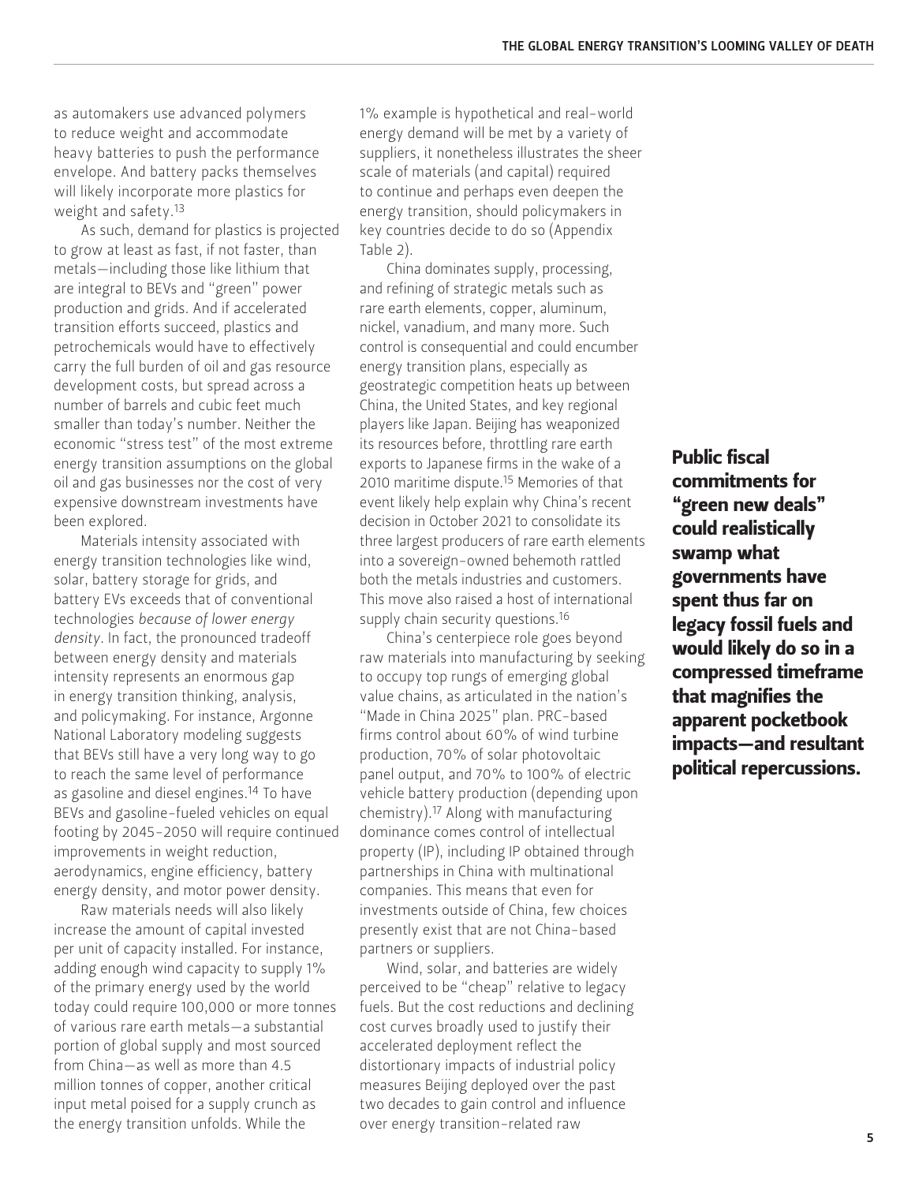as automakers use advanced polymers to reduce weight and accommodate heavy batteries to push the performance envelope. And battery packs themselves will likely incorporate more plastics for weight and safety.[13]

As such, demand for plastics is projected to grow at least as fast, if not faster, than metals—including those like lithium that are integral to BEVs and "green" power production and grids. And if accelerated transition efforts succeed, plastics and petrochemicals would have to effectively carry the full burden of oil and gas resource development costs, but spread across a number of barrels and cubic feet much smaller than today's number. Neither the economic "stress test" of the most extreme energy transition assumptions on the global oil and gas businesses nor the cost of very expensive downstream investments have been explored.

Materials intensity associated with energy transition technologies like wind, solar, battery storage for grids, and battery EVs exceeds that of conventional technologies *because of lower energy density*. In fact, the pronounced tradeoff between energy density and materials intensity represents an enormous gap in energy transition thinking, analysis, and policymaking. For instance, Argonne National Laboratory modeling suggests that BEVs still have a very long way to go to reach the same level of performance as gasoline and diesel engines.[14] To have BEVs and gasoline-fueled vehicles on equal footing by 2045-2050 will require continued improvements in weight reduction, aerodynamics, engine efficiency, battery energy density, and motor power density.

Raw materials needs will also likely increase the amount of capital invested per unit of capacity installed. For instance, adding enough wind capacity to supply 1% of the primary energy used by the world today could require 100,000 or more tonnes of various rare earth metals—a substantial portion of global supply and most sourced from China—as well as more than 4.5 million tonnes of copper, another critical input metal poised for a supply crunch as the energy transition unfolds. While the 1% example is hypothetical and real-world energy demand will be met by a variety of suppliers, it nonetheless illustrates the sheer scale of materials (and capital) required to continue and perhaps even deepen the energy transition, should policymakers in key countries decide to do so (Appendix Table 2).

China dominates supply, processing, and refining of strategic metals such as rare earth elements, copper, aluminum, nickel, vanadium, and many more. Such control is consequential and could encumber energy transition plans, especially as geostrategic competition heats up between China, the United States, and key regional players like Japan. Beijing has weaponized its resources before, throttling rare earth exports to Japanese firms in the wake of a 2010 maritime dispute.[15] Memories of that event likely help explain why China's recent decision in October 2021 to consolidate its three largest producers of rare earth elements into a sovereign-owned behemoth rattled both the metals industries and customers. This move also raised a host of international supply chain security questions.[16]

China's centerpiece role goes beyond raw materials into manufacturing by seeking to occupy top rungs of emerging global value chains, as articulated in the nation's "Made in China 2025" plan. PRC-based firms control about 60% of wind turbine production, 70% of solar photovoltaic panel output, and 70% to 100% of electric vehicle battery production (depending upon chemistry).[17] Along with manufacturing dominance comes control of intellectual property (IP), including IP obtained through partnerships in China with multinational companies. This means that even for investments outside of China, few choices presently exist that are not China-based partners or suppliers.

Wind, solar, and batteries are widely perceived to be "cheap" relative to legacy fuels. But the cost reductions and declining cost curves broadly used to justify their accelerated deployment reflect the distortionary impacts of industrial policy measures Beijing deployed over the past two decades to gain control and influence over energy transition-related raw

**Public fiscal commitments for "green new deals" could realistically swamp what governments have spent thus far on legacy fossil fuels and would likely do so in a compressed timeframe that magnifies the apparent pocketbook impacts—and resultant political repercussions.**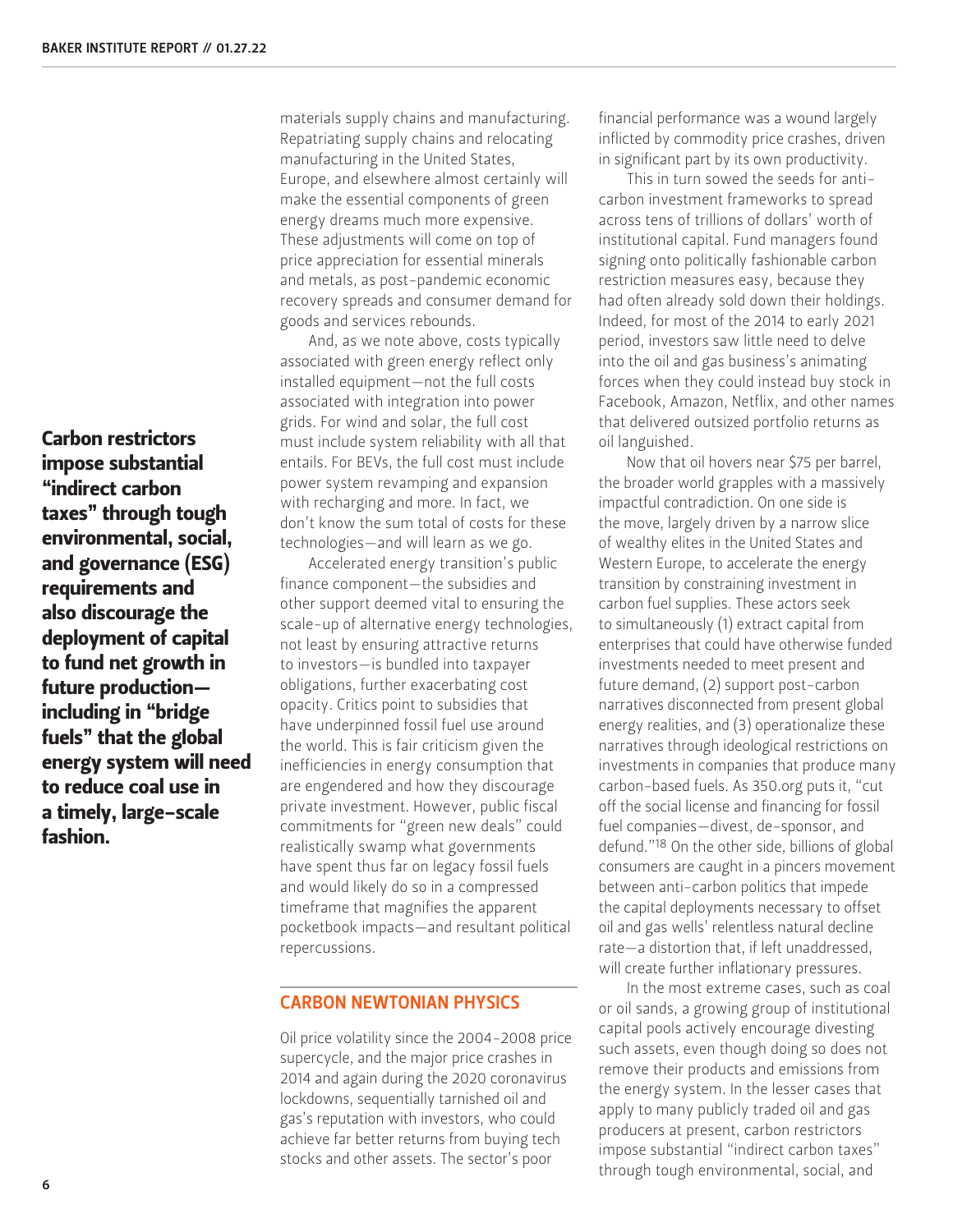**Carbon restrictors impose substantial "indirect carbon taxes" through tough environmental, social, and governance (ESG) requirements and also discourage the deployment of capital to fund net growth in future production—including in "bridge fuels" that the global energy system will need to reduce coal use in a timely, large-scale fashion.**

materials supply chains and manufacturing. Repatriating supply chains and relocating manufacturing in the United States, Europe, and elsewhere almost certainly will make the essential components of green energy dreams much more expensive. These adjustments will come on top of price appreciation for essential minerals and metals, as post-pandemic economic recovery spreads and consumer demand for goods and services rebounds.

And, as we note above, costs typically associated with green energy reflect only installed equipment—not the full costs associated with integration into power grids. For wind and solar, the full cost must include system reliability with all that entails. For BEVs, the full cost must include power system revamping and expansion with recharging and more. In fact, we don't know the sum total of costs for these technologies—and will learn as we go.

Accelerated energy transition's public finance component—the subsidies and other support deemed vital to ensuring the scale-up of alternative energy technologies, not least by ensuring attractive returns to investors—is bundled into taxpayer obligations, further exacerbating cost opacity. Critics point to subsidies that have underpinned fossil fuel use around the world. This is fair criticism given the inefficiencies in energy consumption that are engendered and how they discourage private investment. However, public fiscal commitments for "green new deals" could realistically swamp what governments have spent thus far on legacy fossil fuels and would likely do so in a compressed timeframe that magnifies the apparent pocketbook impacts—and resultant political repercussions.

## CARBON NEWTONIAN PHYSICS

Oil price volatility since the 2004-2008 price supercycle, and the major price crashes in 2014 and again during the 2020 coronavirus lockdowns, sequentially tarnished oil and gas's reputation with investors, who could achieve far better returns from buying tech stocks and other assets. The sector's poor financial performance was a wound largely inflicted by commodity price crashes, driven in significant part by its own productivity.

This in turn sowed the seeds for anti-carbon investment frameworks to spread across tens of trillions of dollars' worth of institutional capital. Fund managers found signing onto politically fashionable carbon restriction measures easy, because they had often already sold down their holdings. Indeed, for most of the 2014 to early 2021 period, investors saw little need to delve into the oil and gas business's animating forces when they could instead buy stock in Facebook, Amazon, Netflix, and other names that delivered outsized portfolio returns as oil languished.

Now that oil hovers near $75 per barrel, the broader world grapples with a massively impactful contradiction. On one side is the move, largely driven by a narrow slice of wealthy elites in the United States and Western Europe, to accelerate the energy transition by constraining investment in carbon fuel supplies. These actors seek to simultaneously (1) extract capital from enterprises that could have otherwise funded investments needed to meet present and future demand, (2) support post-carbon narratives disconnected from present global energy realities, and (3) operationalize these narratives through ideological restrictions on investments in companies that produce many carbon-based fuels. As 350.org puts it, "cut off the social license and financing for fossil fuel companies—divest, de-sponsor, and defund."[18] On the other side, billions of global consumers are caught in a pincers movement between anti-carbon politics that impede the capital deployments necessary to offset oil and gas wells' relentless natural decline rate—a distortion that, if left unaddressed, will create further inflationary pressures.

In the most extreme cases, such as coal or oil sands, a growing group of institutional capital pools actively encourage divesting such assets, even though doing so does not remove their products and emissions from the energy system. In the lesser cases that apply to many publicly traded oil and gas producers at present, carbon restrictors impose substantial "indirect carbon taxes" through tough environmental, social, and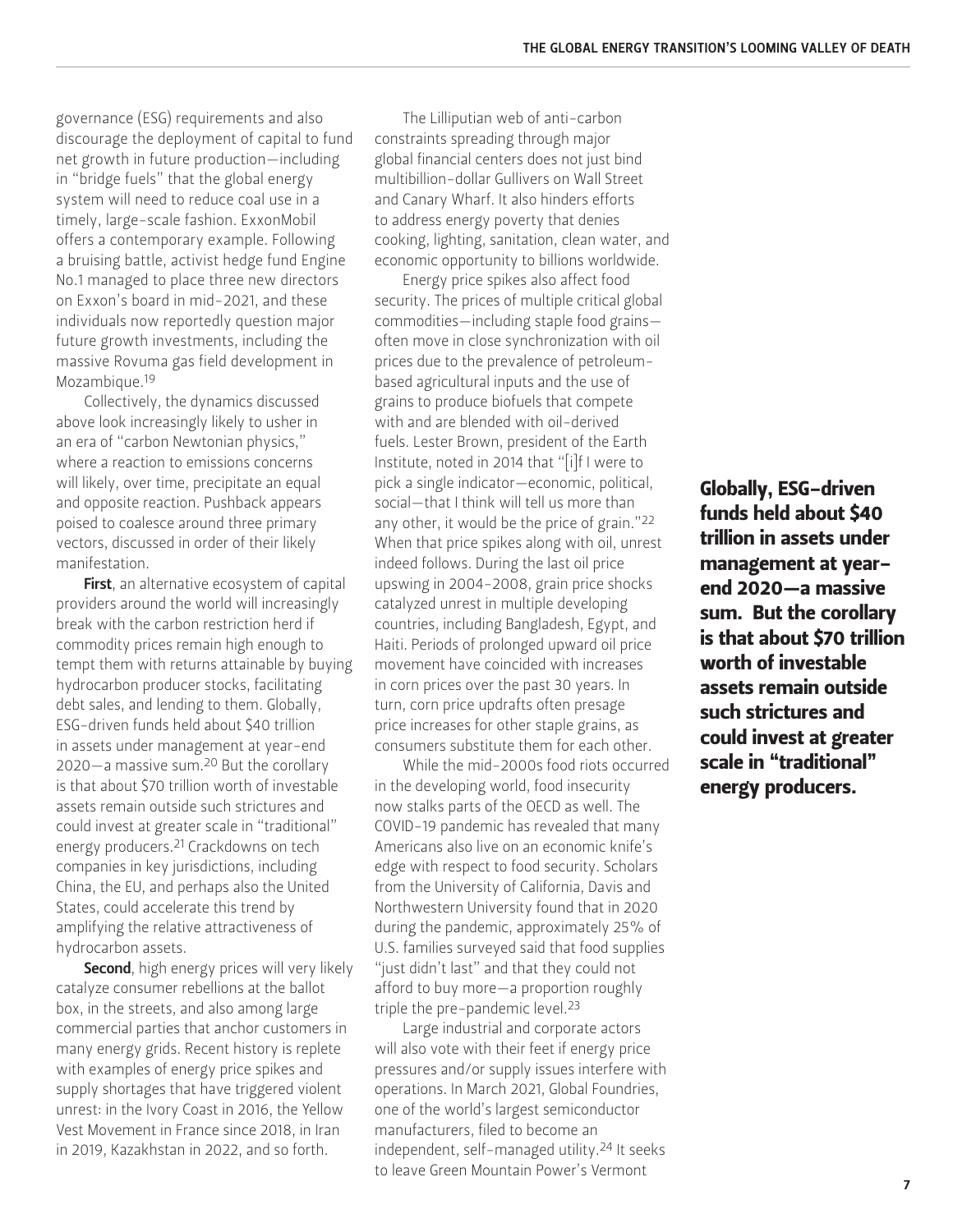governance (ESG) requirements and also discourage the deployment of capital to fund net growth in future production—including in "bridge fuels" that the global energy system will need to reduce coal use in a timely, large-scale fashion. ExxonMobil offers a contemporary example. Following a bruising battle, activist hedge fund Engine No.1 managed to place three new directors on Exxon's board in mid-2021, and these individuals now reportedly question major future growth investments, including the massive Rovuma gas field development in Mozambique.[19]

Collectively, the dynamics discussed above look increasingly likely to usher in an era of "carbon Newtonian physics," where a reaction to emissions concerns will likely, over time, precipitate an equal and opposite reaction. Pushback appears poised to coalesce around three primary vectors, discussed in order of their likely manifestation.

**First**, an alternative ecosystem of capital providers around the world will increasingly break with the carbon restriction herd if commodity prices remain high enough to tempt them with returns attainable by buying hydrocarbon producer stocks, facilitating debt sales, and lending to them. Globally, ESG-driven funds held about $40 trillion in assets under management at year-end 2020—a massive sum.[20] But the corollary is that about $70 trillion worth of investable assets remain outside such strictures and could invest at greater scale in "traditional" energy producers.[21] Crackdowns on tech companies in key jurisdictions, including China, the EU, and perhaps also the United States, could accelerate this trend by amplifying the relative attractiveness of hydrocarbon assets.

**Second**, high energy prices will very likely catalyze consumer rebellions at the ballot box, in the streets, and also among large commercial parties that anchor customers in many energy grids. Recent history is replete with examples of energy price spikes and supply shortages that have triggered violent unrest: in the Ivory Coast in 2016, the Yellow Vest Movement in France since 2018, in Iran in 2019, Kazakhstan in 2022, and so forth.

The Lilliputian web of anti-carbon constraints spreading through major global financial centers does not just bind multibillion-dollar Gullivers on Wall Street and Canary Wharf. It also hinders efforts to address energy poverty that denies cooking, lighting, sanitation, clean water, and economic opportunity to billions worldwide.

Energy price spikes also affect food security. The prices of multiple critical global commodities—including staple food grains—often move in close synchronization with oil prices due to the prevalence of petroleum-based agricultural inputs and the use of grains to produce biofuels that compete with and are blended with oil-derived fuels. Lester Brown, president of the Earth Institute, noted in 2014 that "[i]f I were to pick a single indicator—economic, political, social—that I think will tell us more than any other, it would be the price of grain."[22] When that price spikes along with oil, unrest indeed follows. During the last oil price upswing in 2004–2008, grain price shocks catalyzed unrest in multiple developing countries, including Bangladesh, Egypt, and Haiti. Periods of prolonged upward oil price movement have coincided with increases in corn prices over the past 30 years. In turn, corn price updrafts often presage price increases for other staple grains, as consumers substitute them for each other.

While the mid-2000s food riots occurred in the developing world, food insecurity now stalks parts of the OECD as well. The COVID-19 pandemic has revealed that many Americans also live on an economic knife's edge with respect to food security. Scholars from the University of California, Davis and Northwestern University found that in 2020 during the pandemic, approximately 25% of U.S. families surveyed said that food supplies "just didn't last" and that they could not afford to buy more—a proportion roughly triple the pre-pandemic level.[23]

Large industrial and corporate actors will also vote with their feet if energy price pressures and/or supply issues interfere with operations. In March 2021, Global Foundries, one of the world's largest semiconductor manufacturers, filed to become an independent, self-managed utility.[24] It seeks to leave Green Mountain Power's Vermont

**Globally, ESG-driven funds held about $40 trillion in assets under management at year-end 2020—a massive sum. But the corollary is that about $70 trillion worth of investable assets remain outside such strictures and could invest at greater scale in "traditional" energy producers.**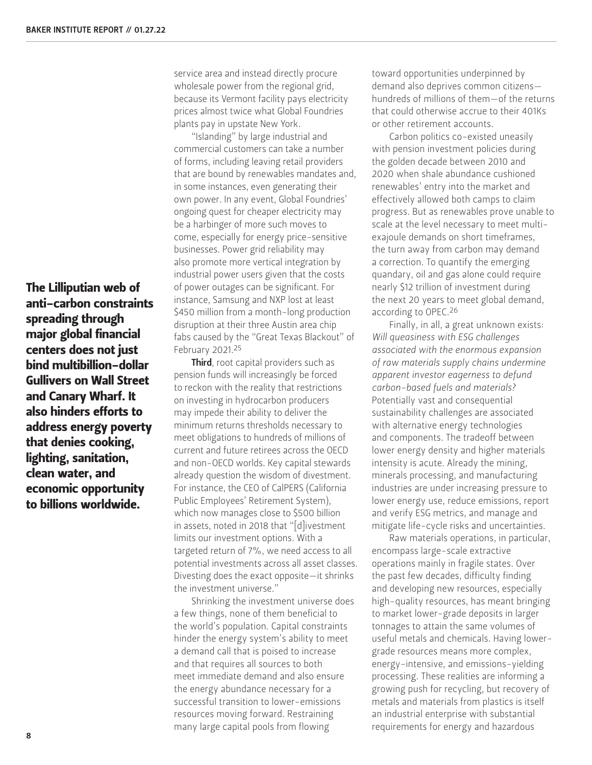service area and instead directly procure wholesale power from the regional grid, because its Vermont facility pays electricity prices almost twice what Global Foundries plants pay in upstate New York.

"Islanding" by large industrial and commercial customers can take a number of forms, including leaving retail providers that are bound by renewables mandates and, in some instances, even generating their own power. In any event, Global Foundries' ongoing quest for cheaper electricity may be a harbinger of more such moves to come, especially for energy price-sensitive businesses. Power grid reliability may also promote more vertical integration by industrial power users given that the costs of power outages can be significant. For instance, Samsung and NXP lost at least \$450 million from a month-long production disruption at their three Austin area chip fabs caused by the "Great Texas Blackout" of February 2021.[25]

**The Lilliputian web of anti-carbon constraints spreading through major global financial centers does not just bind multibillion-dollar Gullivers on Wall Street and Canary Wharf. It also hinders efforts to address energy poverty that denies cooking, lighting, sanitation, clean water, and economic opportunity to billions worldwide.**

**Third**, root capital providers such as pension funds will increasingly be forced to reckon with the reality that restrictions on investing in hydrocarbon producers may impede their ability to deliver the minimum returns thresholds necessary to meet obligations to hundreds of millions of current and future retirees across the OECD and non-OECD worlds. Key capital stewards already question the wisdom of divestment. For instance, the CEO of CalPERS (California Public Employees' Retirement System), which now manages close to \$500 billion in assets, noted in 2018 that "[d]ivestment limits our investment options. With a targeted return of 7%, we need access to all potential investments across all asset classes. Divesting does the exact opposite—it shrinks the investment universe."

Shrinking the investment universe does a few things, none of them beneficial to the world's population. Capital constraints hinder the energy system's ability to meet a demand call that is poised to increase and that requires all sources to both meet immediate demand and also ensure the energy abundance necessary for a successful transition to lower-emissions resources moving forward. Restraining many large capital pools from flowing toward opportunities underpinned by demand also deprives common citizens—hundreds of millions of them—of the returns that could otherwise accrue to their 401Ks or other retirement accounts.

Carbon politics co-existed uneasily with pension investment policies during the golden decade between 2010 and 2020 when shale abundance cushioned renewables' entry into the market and effectively allowed both camps to claim progress. But as renewables prove unable to scale at the level necessary to meet multi-exajoule demands on short timeframes, the turn away from carbon may demand a correction. To quantify the emerging quandary, oil and gas alone could require nearly \$12 trillion of investment during the next 20 years to meet global demand, according to OPEC.[26]

Finally, in all, a great unknown exists: *Will queasiness with ESG challenges associated with the enormous expansion of raw materials supply chains undermine apparent investor eagerness to defund carbon-based fuels and materials?* Potentially vast and consequential sustainability challenges are associated with alternative energy technologies and components. The tradeoff between lower energy density and higher materials intensity is acute. Already the mining, minerals processing, and manufacturing industries are under increasing pressure to lower energy use, reduce emissions, report and verify ESG metrics, and manage and mitigate life-cycle risks and uncertainties.

Raw materials operations, in particular, encompass large-scale extractive operations mainly in fragile states. Over the past few decades, difficulty finding and developing new resources, especially high-quality resources, has meant bringing to market lower-grade deposits in larger tonnages to attain the same volumes of useful metals and chemicals. Having lower-grade resources means more complex, energy-intensive, and emissions-yielding processing. These realities are informing a growing push for recycling, but recovery of metals and materials from plastics is itself an industrial enterprise with substantial requirements for energy and hazardous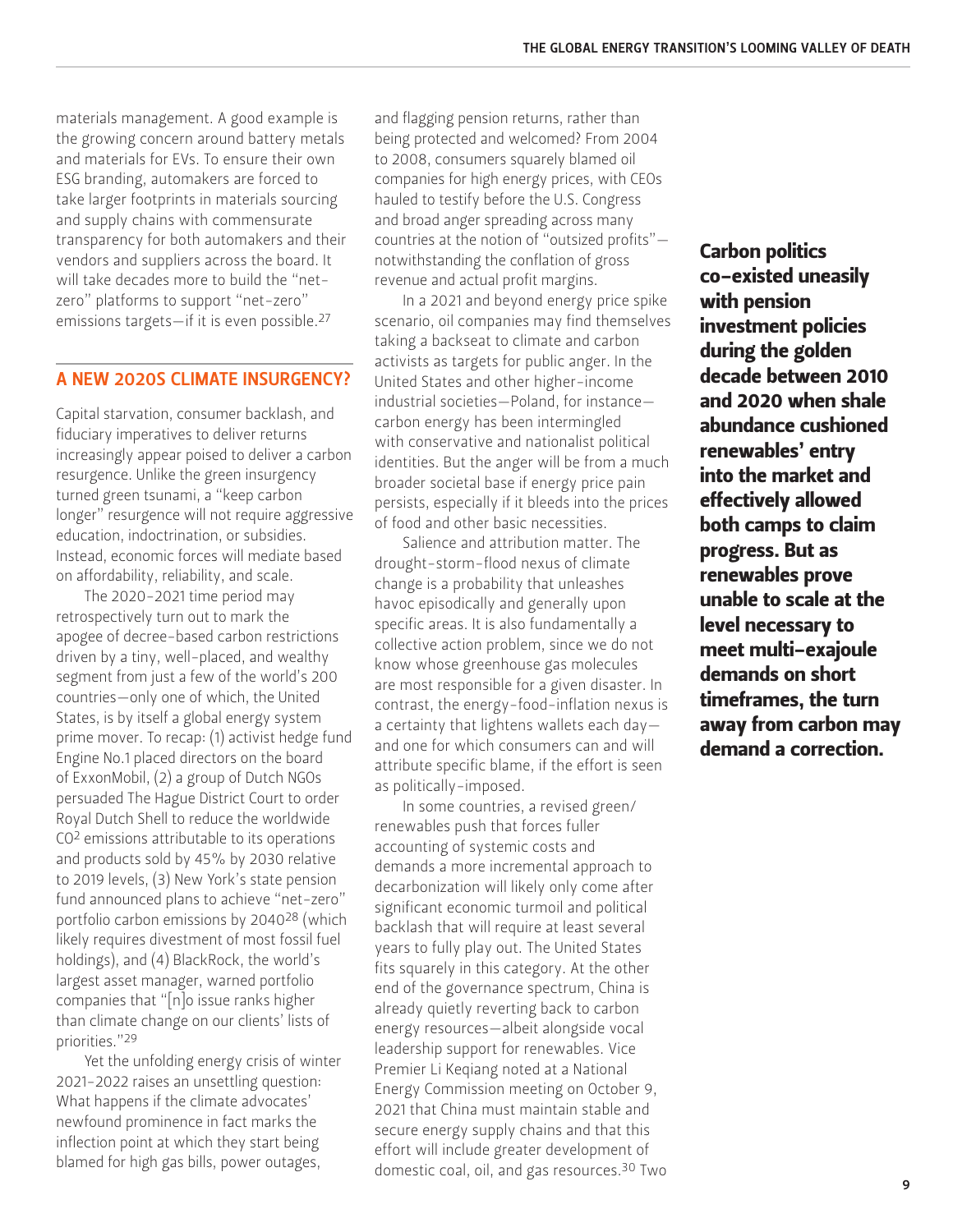materials management. A good example is the growing concern around battery metals and materials for EVs. To ensure their own ESG branding, automakers are forced to take larger footprints in materials sourcing and supply chains with commensurate transparency for both automakers and their vendors and suppliers across the board. It will take decades more to build the "net-zero" platforms to support "net-zero" emissions targets—if it is even possible.[27]

## A NEW 2020S CLIMATE INSURGENCY?

Capital starvation, consumer backlash, and fiduciary imperatives to deliver returns increasingly appear poised to deliver a carbon resurgence. Unlike the green insurgency turned green tsunami, a "keep carbon longer" resurgence will not require aggressive education, indoctrination, or subsidies. Instead, economic forces will mediate based on affordability, reliability, and scale.

The 2020-2021 time period may retrospectively turn out to mark the apogee of decree-based carbon restrictions driven by a tiny, well-placed, and wealthy segment from just a few of the world's 200 countries—only one of which, the United States, is by itself a global energy system prime mover. To recap: (1) activist hedge fund Engine No.1 placed directors on the board of ExxonMobil, (2) a group of Dutch NGOs persuaded The Hague District Court to order Royal Dutch Shell to reduce the worldwide $CO^2$ emissions attributable to its operations and products sold by 45% by 2030 relative to 2019 levels, (3) New York's state pension fund announced plans to achieve "net-zero" portfolio carbon emissions by 2040[28] (which likely requires divestment of most fossil fuel holdings), and (4) BlackRock, the world's largest asset manager, warned portfolio companies that "[n]o issue ranks higher than climate change on our clients' lists of priorities."[29]

Yet the unfolding energy crisis of winter 2021-2022 raises an unsettling question: What happens if the climate advocates' newfound prominence in fact marks the inflection point at which they start being blamed for high gas bills, power outages, and flagging pension returns, rather than being protected and welcomed? From 2004 to 2008, consumers squarely blamed oil companies for high energy prices, with CEOs hauled to testify before the U.S. Congress and broad anger spreading across many countries at the notion of "outsized profits"—notwithstanding the conflation of gross revenue and actual profit margins.

In a 2021 and beyond energy price spike scenario, oil companies may find themselves taking a backseat to climate and carbon activists as targets for public anger. In the United States and other higher-income industrial societies—Poland, for instance—carbon energy has been intermingled with conservative and nationalist political identities. But the anger will be from a much broader societal base if energy price pain persists, especially if it bleeds into the prices of food and other basic necessities.

Salience and attribution matter. The drought-storm-flood nexus of climate change is a probability that unleashes havoc episodically and generally upon specific areas. It is also fundamentally a collective action problem, since we do not know whose greenhouse gas molecules are most responsible for a given disaster. In contrast, the energy-food-inflation nexus is a certainty that lightens wallets each day—and one for which consumers can and will attribute specific blame, if the effort is seen as politically-imposed.

In some countries, a revised green/renewables push that forces fuller accounting of systemic costs and demands a more incremental approach to decarbonization will likely only come after significant economic turmoil and political backlash that will require at least several years to fully play out. The United States fits squarely in this category. At the other end of the governance spectrum, China is already quietly reverting back to carbon energy resources—albeit alongside vocal leadership support for renewables. Vice Premier Li Keqiang noted at a National Energy Commission meeting on October 9, 2021 that China must maintain stable and secure energy supply chains and that this effort will include greater development of domestic coal, oil, and gas resources.[30] Two

**Carbon politics co-existed uneasily with pension investment policies during the golden decade between 2010 and 2020 when shale abundance cushioned renewables' entry into the market and effectively allowed both camps to claim progress. But as renewables prove unable to scale at the level necessary to meet multi-exajoule demands on short timeframes, the turn away from carbon may demand a correction.**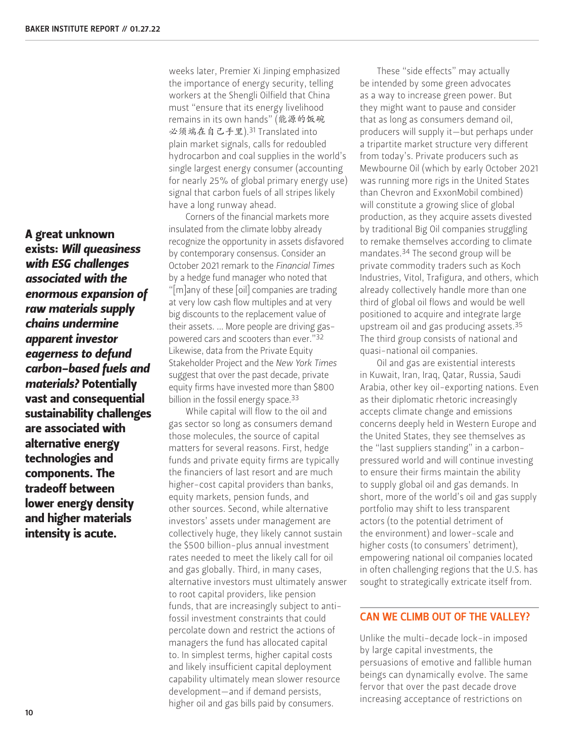weeks later, Premier Xi Jinping emphasized the importance of energy security, telling workers at the Shengli Oilfield that China must "ensure that its energy livelihood remains in its own hands" (能源的饭碗必须端在自己手里).[31] Translated into plain market signals, calls for redoubled hydrocarbon and coal supplies in the world's single largest energy consumer (accounting for nearly 25% of global primary energy use) signal that carbon fuels of all stripes likely have a long runway ahead.

Corners of the financial markets more insulated from the climate lobby already recognize the opportunity in assets disfavored by contemporary consensus. Consider an October 2021 remark to the *Financial Times* by a hedge fund manager who noted that "[m]any of these [oil] companies are trading at very low cash flow multiples and at very big discounts to the replacement value of their assets. … More people are driving gas-powered cars and scooters than ever."[32] Likewise, data from the Private Equity Stakeholder Project and the *New York Times* suggest that over the past decade, private equity firms have invested more than $800 billion in the fossil energy space.[33]

**A great unknown exists: *Will queasiness with ESG challenges associated with the enormous expansion of raw materials supply chains undermine apparent investor eagerness to defund carbon-based fuels and materials?* Potentially vast and consequential sustainability challenges are associated with alternative energy technologies and components. The tradeoff between lower energy density and higher materials intensity is acute.**

While capital will flow to the oil and gas sector so long as consumers demand those molecules, the source of capital matters for several reasons. First, hedge funds and private equity firms are typically the financiers of last resort and are much higher-cost capital providers than banks, equity markets, pension funds, and other sources. Second, while alternative investors' assets under management are collectively huge, they likely cannot sustain the $500 billion-plus annual investment rates needed to meet the likely call for oil and gas globally. Third, in many cases, alternative investors must ultimately answer to root capital providers, like pension funds, that are increasingly subject to anti-fossil investment constraints that could percolate down and restrict the actions of managers the fund has allocated capital to. In simplest terms, higher capital costs and likely insufficient capital deployment capability ultimately mean slower resource development—and if demand persists, higher oil and gas bills paid by consumers.

These "side effects" may actually be intended by some green advocates as a way to increase green power. But they might want to pause and consider that as long as consumers demand oil, producers will supply it—but perhaps under a tripartite market structure very different from today's. Private producers such as Mewbourne Oil (which by early October 2021 was running more rigs in the United States than Chevron and ExxonMobil combined) will constitute a growing slice of global production, as they acquire assets divested by traditional Big Oil companies struggling to remake themselves according to climate mandates.[34] The second group will be private commodity traders such as Koch Industries, Vitol, Trafigura, and others, which already collectively handle more than one third of global oil flows and would be well positioned to acquire and integrate large upstream oil and gas producing assets.[35] The third group consists of national and quasi-national oil companies.

Oil and gas are existential interests in Kuwait, Iran, Iraq, Qatar, Russia, Saudi Arabia, other key oil-exporting nations. Even as their diplomatic rhetoric increasingly accepts climate change and emissions concerns deeply held in Western Europe and the United States, they see themselves as the "last suppliers standing" in a carbon-pressured world and will continue investing to ensure their firms maintain the ability to supply global oil and gas demands. In short, more of the world's oil and gas supply portfolio may shift to less transparent actors (to the potential detriment of the environment) and lower-scale and higher costs (to consumers' detriment), empowering national oil companies located in often challenging regions that the U.S. has sought to strategically extricate itself from.

## CAN WE CLIMB OUT OF THE VALLEY?

Unlike the multi-decade lock-in imposed by large capital investments, the persuasions of emotive and fallible human beings can dynamically evolve. The same fervor that over the past decade drove increasing acceptance of restrictions on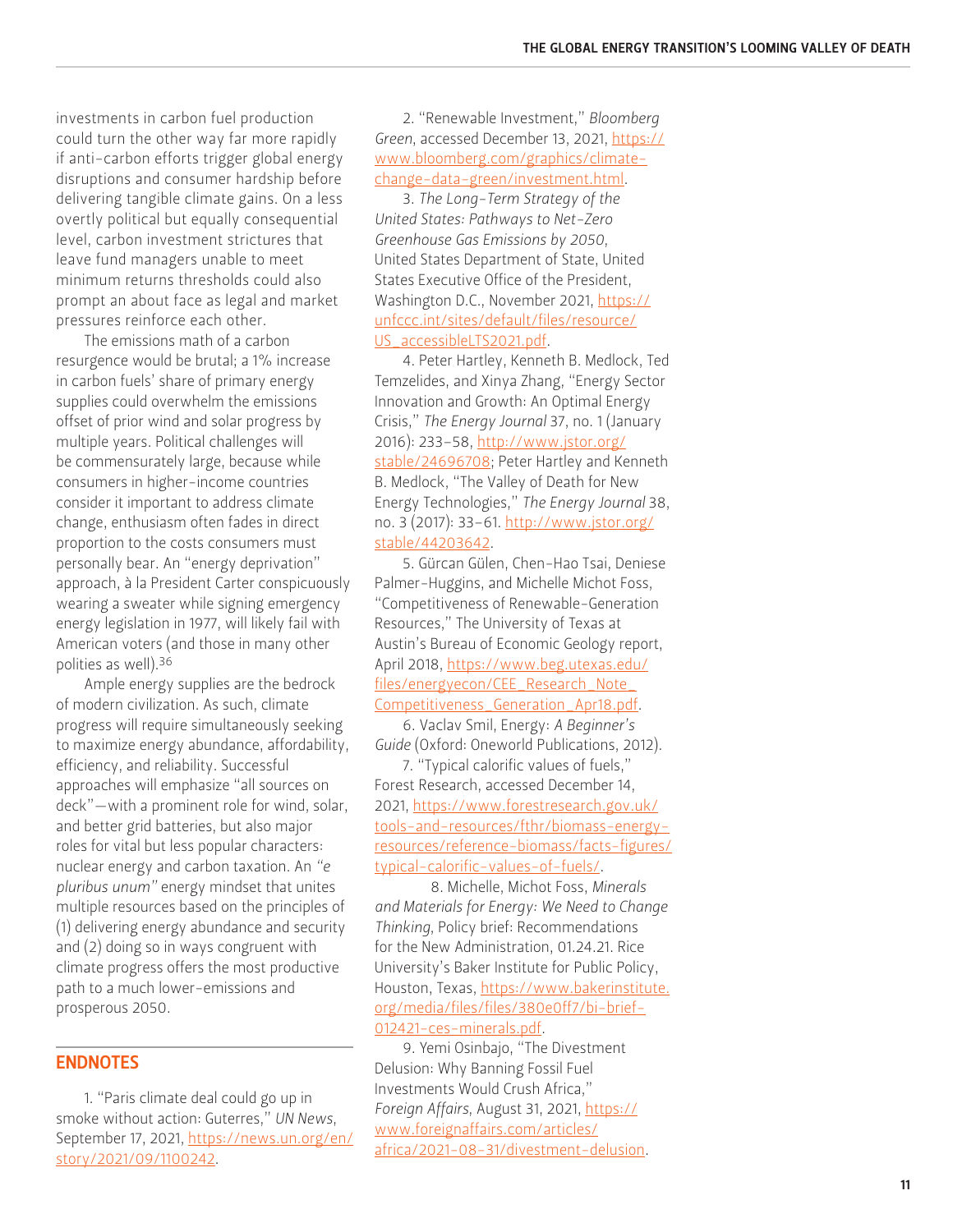investments in carbon fuel production could turn the other way far more rapidly if anti-carbon efforts trigger global energy disruptions and consumer hardship before delivering tangible climate gains. On a less overtly political but equally consequential level, carbon investment strictures that leave fund managers unable to meet minimum returns thresholds could also prompt an about face as legal and market pressures reinforce each other.

The emissions math of a carbon resurgence would be brutal; a 1% increase in carbon fuels' share of primary energy supplies could overwhelm the emissions offset of prior wind and solar progress by multiple years. Political challenges will be commensurately large, because while consumers in higher-income countries consider it important to address climate change, enthusiasm often fades in direct proportion to the costs consumers must personally bear. An "energy deprivation" approach, à la President Carter conspicuously wearing a sweater while signing emergency energy legislation in 1977, will likely fail with American voters (and those in many other polities as well).[36]

Ample energy supplies are the bedrock of modern civilization. As such, climate progress will require simultaneously seeking to maximize energy abundance, affordability, efficiency, and reliability. Successful approaches will emphasize "all sources on deck"—with a prominent role for wind, solar, and better grid batteries, but also major roles for vital but less popular characters: nuclear energy and carbon taxation. An *"e pluribus unum"* energy mindset that unites multiple resources based on the principles of (1) delivering energy abundance and security and (2) doing so in ways congruent with climate progress offers the most productive path to a much lower-emissions and prosperous 2050.

## ENDNOTES

1. "Paris climate deal could go up in smoke without action: Guterres," *UN News*, September 17, 2021, https://news.un.org/en/story/2021/09/1100242.

2. "Renewable Investment," *Bloomberg Green*, accessed December 13, 2021, https://www.bloomberg.com/graphics/climate-change-data-green/investment.html.

3. *The Long-Term Strategy of the United States: Pathways to Net-Zero Greenhouse Gas Emissions by 2050*, United States Department of State, United States Executive Office of the President, Washington D.C., November 2021, https://unfccc.int/sites/default/files/resource/US_accessibleLTS2021.pdf.

4. Peter Hartley, Kenneth B. Medlock, Ted Temzelides, and Xinya Zhang, "Energy Sector Innovation and Growth: An Optimal Energy Crisis," *The Energy Journal* 37, no. 1 (January 2016): 233–58, http://www.jstor.org/stable/24696708; Peter Hartley and Kenneth B. Medlock, "The Valley of Death for New Energy Technologies," *The Energy Journal* 38, no. 3 (2017): 33–61. http://www.jstor.org/stable/44203642.

5. Gürcan Gülen, Chen-Hao Tsai, Deniese Palmer-Huggins, and Michelle Michot Foss, "Competitiveness of Renewable-Generation Resources," The University of Texas at Austin's Bureau of Economic Geology report, April 2018, https://www.beg.utexas.edu/files/energyecon/CEE_Research_Note_Competitiveness_Generation_Apr18.pdf.

6. Vaclav Smil, Energy: *A Beginner's Guide* (Oxford: Oneworld Publications, 2012).

7. "Typical calorific values of fuels," Forest Research, accessed December 14, 2021, https://www.forestresearch.gov.uk/tools-and-resources/fthr/biomass-energy-resources/reference-biomass/facts-figures/typical-calorific-values-of-fuels/.

8. Michelle, Michot Foss, *Minerals and Materials for Energy: We Need to Change Thinking*, Policy brief: Recommendations for the New Administration, 01.24.21. Rice University's Baker Institute for Public Policy, Houston, Texas, https://www.bakerinstitute.org/media/files/files/380e0ff7/bi-brief-012421-ces-minerals.pdf.

9. Yemi Osinbajo, "The Divestment Delusion: Why Banning Fossil Fuel Investments Would Crush Africa," *Foreign Affairs*, August 31, 2021, https://www.foreignaffairs.com/articles/africa/2021-08-31/divestment-delusion.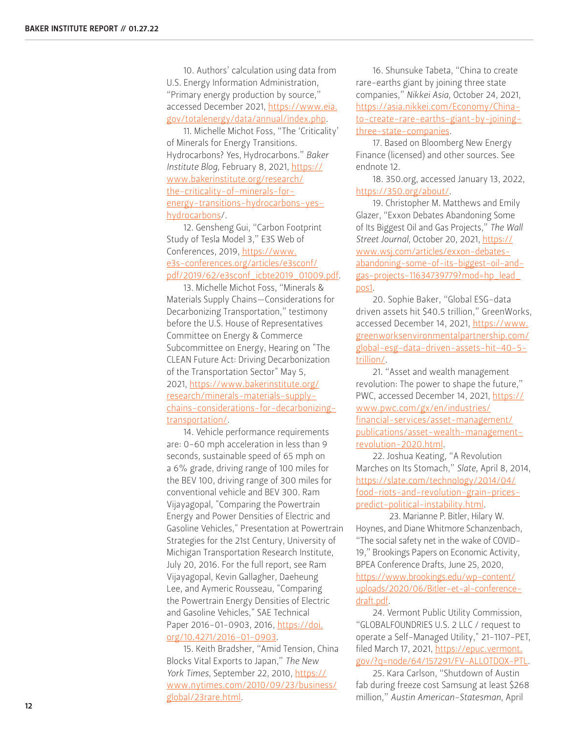10. Authors' calculation using data from U.S. Energy Information Administration, "Primary energy production by source," accessed December 2021, https://www.eia.gov/totalenergy/data/annual/index.php.

11. Michelle Michot Foss, "The 'Criticality' of Minerals for Energy Transitions. Hydrocarbons? Yes, Hydrocarbons." *Baker Institute Blog*, February 8, 2021, https://www.bakerinstitute.org/research/the-criticality-of-minerals-for-energy-transitions-hydrocarbons-yes-hydrocarbons/.

12. Gensheng Gui, "Carbon Footprint Study of Tesla Model 3," E3S Web of Conferences, 2019, https://www.e3s-conferences.org/articles/e3sconf/pdf/2019/62/e3sconf_icbte2019_01009.pdf.

13. Michelle Michot Foss, "Minerals & Materials Supply Chains—Considerations for Decarbonizing Transportation," testimony before the U.S. House of Representatives Committee on Energy & Commerce Subcommittee on Energy, Hearing on "The CLEAN Future Act: Driving Decarbonization of the Transportation Sector" May 5, 2021, https://www.bakerinstitute.org/research/minerals-materials-supply-chains-considerations-for-decarbonizing-transportation/.

14. Vehicle performance requirements are: 0-60 mph acceleration in less than 9 seconds, sustainable speed of 65 mph on a 6% grade, driving range of 100 miles for the BEV 100, driving range of 300 miles for conventional vehicle and BEV 300. Ram Vijayagopal, "Comparing the Powertrain Energy and Power Densities of Electric and Gasoline Vehicles," Presentation at Powertrain Strategies for the 21st Century, University of Michigan Transportation Research Institute, July 20, 2016. For the full report, see Ram Vijayagopal, Kevin Gallagher, Daeheung Lee, and Aymeric Rousseau, "Comparing the Powertrain Energy Densities of Electric and Gasoline Vehicles," SAE Technical Paper 2016-01-0903, 2016, https://doi.org/10.4271/2016-01-0903.

15. Keith Bradsher, "Amid Tension, China Blocks Vital Exports to Japan," *The New York Times*, September 22, 2010, https://www.nytimes.com/2010/09/23/business/global/23rare.html.

16. Shunsuke Tabeta, "China to create rare-earths giant by joining three state companies," *Nikkei Asia*, October 24, 2021, https://asia.nikkei.com/Economy/China-to-create-rare-earths-giant-by-joining-three-state-companies.

17. Based on Bloomberg New Energy Finance (licensed) and other sources. See endnote 12.

18. 350.org, accessed January 13, 2022, https://350.org/about/.

19. Christopher M. Matthews and Emily Glazer, "Exxon Debates Abandoning Some of Its Biggest Oil and Gas Projects," *The Wall Street Journal*, October 20, 2021, https://www.wsj.com/articles/exxon-debates-abandoning-some-of-its-biggest-oil-and-gas-projects-11634739779?mod=hp_lead_pos1.

20. Sophie Baker, "Global ESG-data driven assets hit $40.5 trillion," GreenWorks, accessed December 14, 2021, https://www.greenworksenvironmentalpartnership.com/global-esg-data-driven-assets-hit-40-5-trillion/.

21. "Asset and wealth management revolution: The power to shape the future," PWC, accessed December 14, 2021, https://www.pwc.com/gx/en/industries/financial-services/asset-management/publications/asset-wealth-management-revolution-2020.html.

22. Joshua Keating, "A Revolution Marches on Its Stomach," *Slate*, April 8, 2014, https://slate.com/technology/2014/04/food-riots-and-revolution-grain-prices-predict-political-instability.html.

23. Marianne P. Bitler, Hilary W. Hoynes, and Diane Whitmore Schanzenbach, "The social safety net in the wake of COVID-19," Brookings Papers on Economic Activity, BPEA Conference Drafts, June 25, 2020, https://www.brookings.edu/wp-content/uploads/2020/06/Bitler-et-al-conference-draft.pdf.

24. Vermont Public Utility Commission, "GLOBALFOUNDRIES U.S. 2 LLC / request to operate a Self-Managed Utility," 21-1107-PET, filed March 17, 2021, https://epuc.vermont.gov/?q=node/64/157291/FV-ALLOTDOX-PTL.

25. Kara Carlson, "Shutdown of Austin fab during freeze cost Samsung at least $268 million," *Austin American-Statesman*, April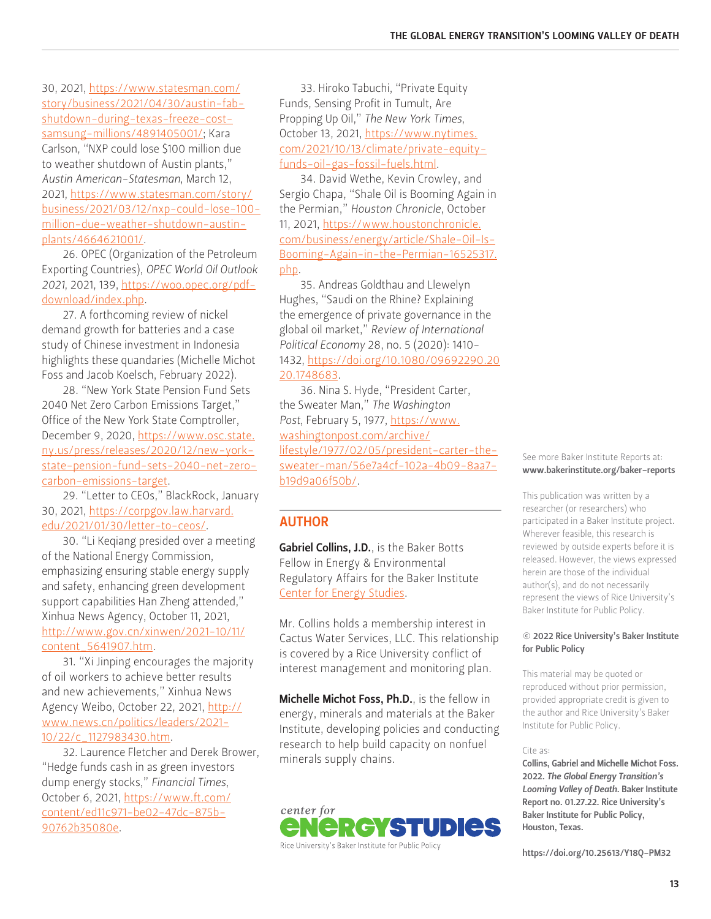30, 2021, https://www.statesman.com/story/business/2021/04/30/austin-fab-shutdown-during-texas-freeze-cost-samsung-millions/4891405001/; Kara Carlson, "NXP could lose $100 million due to weather shutdown of Austin plants," *Austin American-Statesman*, March 12, 2021, https://www.statesman.com/story/business/2021/03/12/nxp-could-lose-100-million-due-weather-shutdown-austin-plants/4664621001/.

26. OPEC (Organization of the Petroleum Exporting Countries), *OPEC World Oil Outlook 2021*, 2021, 139, https://woo.opec.org/pdf-download/index.php.

27. A forthcoming review of nickel demand growth for batteries and a case study of Chinese investment in Indonesia highlights these quandaries (Michelle Michot Foss and Jacob Koelsch, February 2022).

28. "New York State Pension Fund Sets 2040 Net Zero Carbon Emissions Target," Office of the New York State Comptroller, December 9, 2020, https://www.osc.state.ny.us/press/releases/2020/12/new-york-state-pension-fund-sets-2040-net-zero-carbon-emissions-target.

29. "Letter to CEOs," BlackRock, January 30, 2021, https://corpgov.law.harvard.edu/2021/01/30/letter-to-ceos/.

30. "Li Keqiang presided over a meeting of the National Energy Commission, emphasizing ensuring stable energy supply and safety, enhancing green development support capabilities Han Zheng attended," Xinhua News Agency, October 11, 2021, http://www.gov.cn/xinwen/2021-10/11/content_5641907.htm.

31. "Xi Jinping encourages the majority of oil workers to achieve better results and new achievements," Xinhua News Agency Weibo, October 22, 2021, http://www.news.cn/politics/leaders/2021-10/22/c_1127983430.htm.

32. Laurence Fletcher and Derek Brower, "Hedge funds cash in as green investors dump energy stocks," *Financial Times*, October 6, 2021, https://www.ft.com/content/ed11c971-be02-47dc-875b-90762b35080e.

33. Hiroko Tabuchi, "Private Equity Funds, Sensing Profit in Tumult, Are Propping Up Oil," *The New York Times*, October 13, 2021, https://www.nytimes.com/2021/10/13/climate/private-equity-funds-oil-gas-fossil-fuels.html.

34. David Wethe, Kevin Crowley, and Sergio Chapa, "Shale Oil is Booming Again in the Permian," *Houston Chronicle*, October 11, 2021, https://www.houstonchronicle.com/business/energy/article/Shale-Oil-Is-Booming-Again-in-the-Permian-16525317.php.

35. Andreas Goldthau and Llewelyn Hughes, "Saudi on the Rhine? Explaining the emergence of private governance in the global oil market," *Review of International Political Economy* 28, no. 5 (2020): 1410-1432, https://doi.org/10.1080/09692290.2020.1748683.

36. Nina S. Hyde, "President Carter, the Sweater Man," *The Washington Post*, February 5, 1977, https://www.washingtonpost.com/archive/lifestyle/1977/02/05/president-carter-the-sweater-man/56e7a4cf-102a-4b09-8aa7-b19d9a06f50b/.

## AUTHOR

**Gabriel Collins, J.D.**, is the Baker Botts Fellow in Energy & Environmental Regulatory Affairs for the Baker Institute Center for Energy Studies.

Mr. Collins holds a membership interest in Cactus Water Services, LLC. This relationship is covered by a Rice University conflict of interest management and monitoring plan.

**Michelle Michot Foss, Ph.D.**, is the fellow in energy, minerals and materials at the Baker Institute, developing policies and conducting research to help build capacity on nonfuel minerals supply chains.

center for ENERGY STUDIES
Rice University's Baker Institute for Public Policy

See more Baker Institute Reports at:
**www.bakerinstitute.org/baker-reports**

This publication was written by a researcher (or researchers) who participated in a Baker Institute project. Wherever feasible, this research is reviewed by outside experts before it is released. However, the views expressed herein are those of the individual author(s), and do not necessarily represent the views of Rice University's Baker Institute for Public Policy.

**© 2022 Rice University's Baker Institute for Public Policy**

This material may be quoted or reproduced without prior permission, provided appropriate credit is given to the author and Rice University's Baker Institute for Public Policy.

Cite as:
**Collins, Gabriel and Michelle Michot Foss. 2022. *The Global Energy Transition's Looming Valley of Death*. Baker Institute Report no. 01.27.22. Rice University's Baker Institute for Public Policy, Houston, Texas.**

**https://doi.org/10.25613/Y18Q-PM32**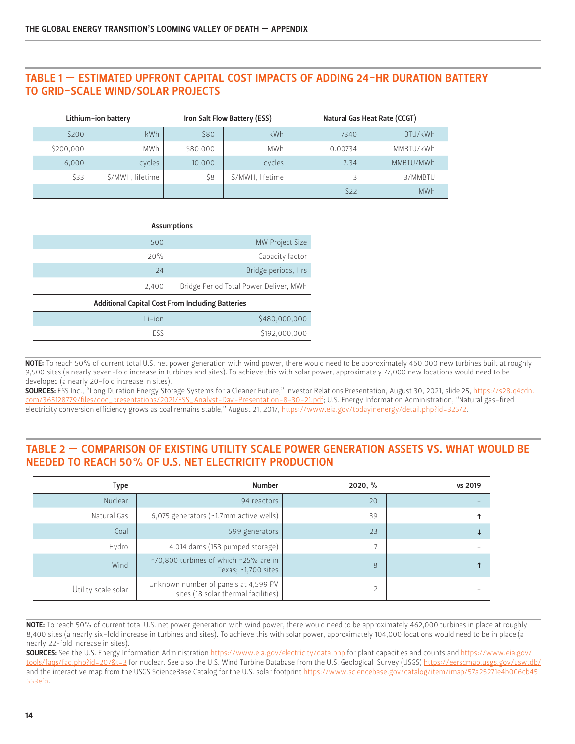## TABLE 1 — ESTIMATED UPFRONT CAPITAL COST IMPACTS OF ADDING 24-HR DURATION BATTERY TO GRID-SCALE WIND/SOLAR PROJECTS

| Lithium-ion battery | | Iron Salt Flow Battery (ESS) | | Natural Gas Heat Rate (CCGT) | |
|---|---|---|---|---|---|
| $200 | kWh | $80 | kWh | 7340 | BTU/kWh |
| $200,000 | MWh | $80,000 | MWh | 0.00734 | MMBTU/kWh |
| 6,000 | cycles | 10,000 | cycles | 7.34 | MMBTU/MWh |
| $33 | $/MWH, lifetime | $8 | $/MWH, lifetime | 3 | 3/MMBTU |
| | | | | $22 | MWh |

| Assumptions | |
|---|---|
| 500 | MW Project Size |
| 20% | Capacity factor |
| 24 | Bridge periods, Hrs |
| 2,400 | Bridge Period Total Power Deliver, MWh |
| **Additional Capital Cost From Including Batteries** | |
| Li-ion | $480,000,000 |
| ESS | $192,000,000 |

**NOTE:** To reach 50% of current total U.S. net power generation with wind power, there would need to be approximately 460,000 new turbines built at roughly 9,500 sites (a nearly seven-fold increase in turbines and sites). To achieve this with solar power, approximately 77,000 new locations would need to be developed (a nearly 20-fold increase in sites).

**SOURCES:** ESS Inc., "Long Duration Energy Storage Systems for a Cleaner Future," Investor Relations Presentation, August 30, 2021, slide 25, https://s28.q4cdn.com/365128779/files/doc_presentations/2021/ESS_Analyst-Day-Presentation-8-30-21.pdf; U.S. Energy Information Administration, "Natural gas-fired electricity conversion efficiency grows as coal remains stable," August 21, 2017, https://www.eia.gov/todayinenergy/detail.php?id=32572.

## TABLE 2 — COMPARISON OF EXISTING UTILITY SCALE POWER GENERATION ASSETS VS. WHAT WOULD BE NEEDED TO REACH 50% OF U.S. NET ELECTRICITY PRODUCTION

| Type | Number | 2020, % | vs 2019 |
|---|---|---|---|
| Nuclear | 94 reactors | 20 | – |
| Natural Gas | 6,075 generators (~1.7mm active wells) | 39 | ↑ |
| Coal | 599 generators | 23 | ↓ |
| Hydro | 4,014 dams (153 pumped storage) | 7 | – |
| Wind | ~70,800 turbines of which ~25% are in Texas; ~1,700 sites | 8 | ↑ |
| Utility scale solar | Unknown number of panels at 4,599 PV sites (18 solar thermal facilities) | 2 | – |

**NOTE:** To reach 50% of current total U.S. net power generation with wind power, there would need to be approximately 462,000 turbines in place at roughly 8,400 sites (a nearly six-fold increase in turbines and sites). To achieve this with solar power, approximately 104,000 locations would need to be in place (a nearly 22-fold increase in sites).

**SOURCES:** See the U.S. Energy Information Administration https://www.eia.gov/electricity/data.php for plant capacities and counts and https://www.eia.gov/tools/faqs/faq.php?id=207&t=3 for nuclear. See also the U.S. Wind Turbine Database from the U.S. Geological Survey (USGS) https://eerscmap.usgs.gov/uswtdb/ and the interactive map from the USGS ScienceBase Catalog for the U.S. solar footprint https://www.sciencebase.gov/catalog/item/imap/57a25271e4b006cb45553efa.